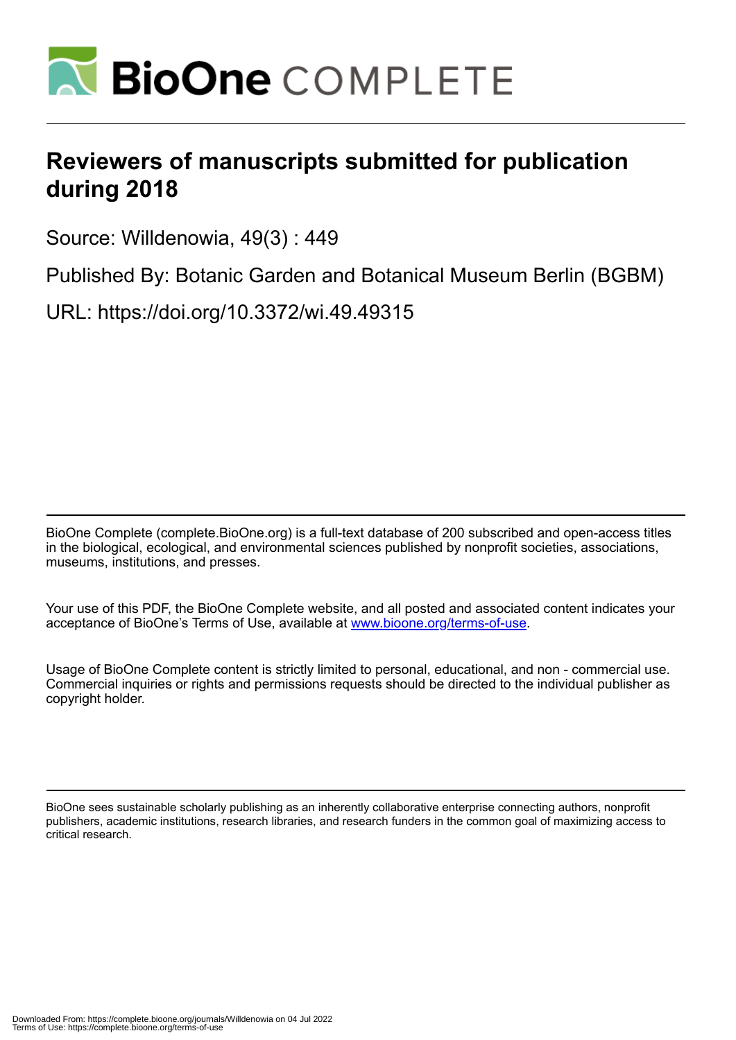# Reviewers of manuscripts submitted for publication during 2018

Source: Willdenowia, 49(3) : 449

Published By: Botanic Garden and Botanical Museum Berlin (BGBM)

URL: https://doi.org/10.3372/wi.49.49315

BioOne Complete (complete.BioOne.org) is a full-text database of 200 subscribed and open-access titles in the biological, ecological, and environmental sciences published by nonprofit societies, associations, museums, institutions, and presses.

Your use of this PDF, the BioOne Complete website, and all posted and associated content indicates your acceptance of BioOne's Terms of Use, available at www.bioone.org/terms-of-use.

Usage of BioOne Complete content is strictly limited to personal, educational, and non - commercial use. Commercial inquiries or rights and permissions requests should be directed to the individual publisher as copyright holder.

BioOne sees sustainable scholarly publishing as an inherently collaborative enterprise connecting authors, nonprofit publishers, academic institutions, research libraries, and research funders in the common goal of maximizing access to critical research.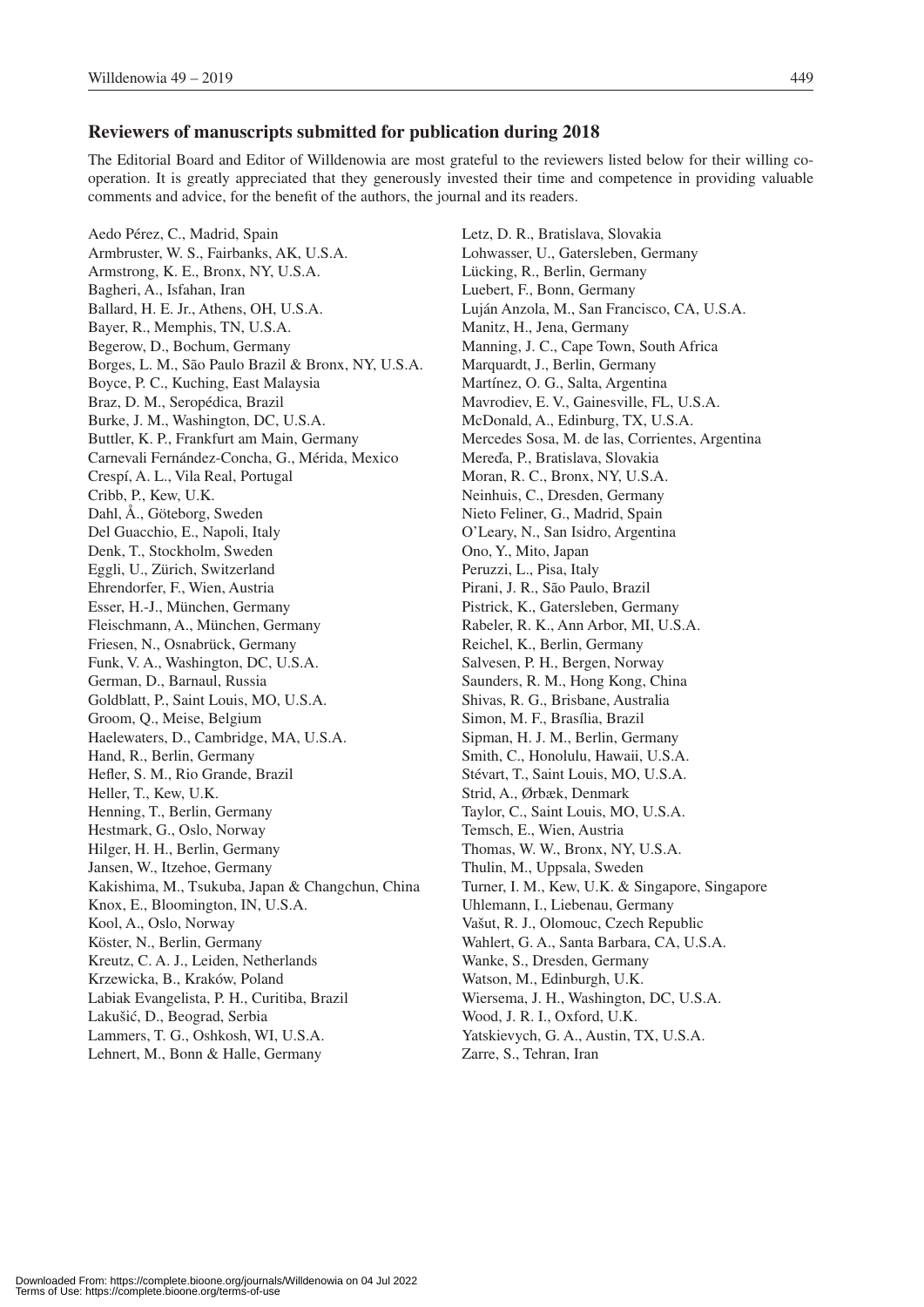## Reviewers of manuscripts submitted for publication during 2018

The Editorial Board and Editor of Willdenowia are most grateful to the reviewers listed below for their willing co-operation. It is greatly appreciated that they generously invested their time and competence in providing valuable comments and advice, for the benefit of the authors, the journal and its readers.

Aedo Pérez, C., Madrid, Spain
Armbruster, W. S., Fairbanks, AK, U.S.A.
Armstrong, K. E., Bronx, NY, U.S.A.
Bagheri, A., Isfahan, Iran
Ballard, H. E. Jr., Athens, OH, U.S.A.
Bayer, R., Memphis, TN, U.S.A.
Begerow, D., Bochum, Germany
Borges, L. M., São Paulo Brazil & Bronx, NY, U.S.A.
Boyce, P. C., Kuching, East Malaysia
Braz, D. M., Seropédica, Brazil
Burke, J. M., Washington, DC, U.S.A.
Buttler, K. P., Frankfurt am Main, Germany
Carnevali Fernández-Concha, G., Mérida, Mexico
Crespí, A. L., Vila Real, Portugal
Cribb, P., Kew, U.K.
Dahl, Å., Göteborg, Sweden
Del Guacchio, E., Napoli, Italy
Denk, T., Stockholm, Sweden
Eggli, U., Zürich, Switzerland
Ehrendorfer, F., Wien, Austria
Esser, H.-J., München, Germany
Fleischmann, A., München, Germany
Friesen, N., Osnabrück, Germany
Funk, V. A., Washington, DC, U.S.A.
German, D., Barnaul, Russia
Goldblatt, P., Saint Louis, MO, U.S.A.
Groom, Q., Meise, Belgium
Haelewaters, D., Cambridge, MA, U.S.A.
Hand, R., Berlin, Germany
Hefler, S. M., Rio Grande, Brazil
Heller, T., Kew, U.K.
Henning, T., Berlin, Germany
Hestmark, G., Oslo, Norway
Hilger, H. H., Berlin, Germany
Jansen, W., Itzehoe, Germany
Kakishima, M., Tsukuba, Japan & Changchun, China
Knox, E., Bloomington, IN, U.S.A.
Kool, A., Oslo, Norway
Köster, N., Berlin, Germany
Kreutz, C. A. J., Leiden, Netherlands
Krzewicka, B., Kraków, Poland
Labiak Evangelista, P. H., Curitiba, Brazil
Lakušić, D., Beograd, Serbia
Lammers, T. G., Oshkosh, WI, U.S.A.
Lehnert, M., Bonn & Halle, Germany
Letz, D. R., Bratislava, Slovakia
Lohwasser, U., Gatersleben, Germany
Lücking, R., Berlin, Germany
Luebert, F., Bonn, Germany
Luján Anzola, M., San Francisco, CA, U.S.A.
Manitz, H., Jena, Germany
Manning, J. C., Cape Town, South Africa
Marquardt, J., Berlin, Germany
Martínez, O. G., Salta, Argentina
Mavrodiev, E. V., Gainesville, FL, U.S.A.
McDonald, A., Edinburg, TX, U.S.A.
Mercedes Sosa, M. de las, Corrientes, Argentina
Mereďa, P., Bratislava, Slovakia
Moran, R. C., Bronx, NY, U.S.A.
Neinhuis, C., Dresden, Germany
Nieto Feliner, G., Madrid, Spain
O'Leary, N., San Isidro, Argentina
Ono, Y., Mito, Japan
Peruzzi, L., Pisa, Italy
Pirani, J. R., São Paulo, Brazil
Pistrick, K., Gatersleben, Germany
Rabeler, R. K., Ann Arbor, MI, U.S.A.
Reichel, K., Berlin, Germany
Salvesen, P. H., Bergen, Norway
Saunders, R. M., Hong Kong, China
Shivas, R. G., Brisbane, Australia
Simon, M. F., Brasília, Brazil
Sipman, H. J. M., Berlin, Germany
Smith, C., Honolulu, Hawaii, U.S.A.
Stévart, T., Saint Louis, MO, U.S.A.
Strid, A., Ørbæk, Denmark
Taylor, C., Saint Louis, MO, U.S.A.
Temsch, E., Wien, Austria
Thomas, W. W., Bronx, NY, U.S.A.
Thulin, M., Uppsala, Sweden
Turner, I. M., Kew, U.K. & Singapore, Singapore
Uhlemann, I., Liebenau, Germany
Vašut, R. J., Olomouc, Czech Republic
Wahlert, G. A., Santa Barbara, CA, U.S.A.
Wanke, S., Dresden, Germany
Watson, M., Edinburgh, U.K.
Wiersema, J. H., Washington, DC, U.S.A.
Wood, J. R. I., Oxford, U.K.
Yatskievych, G. A., Austin, TX, U.S.A.
Zarre, S., Tehran, Iran